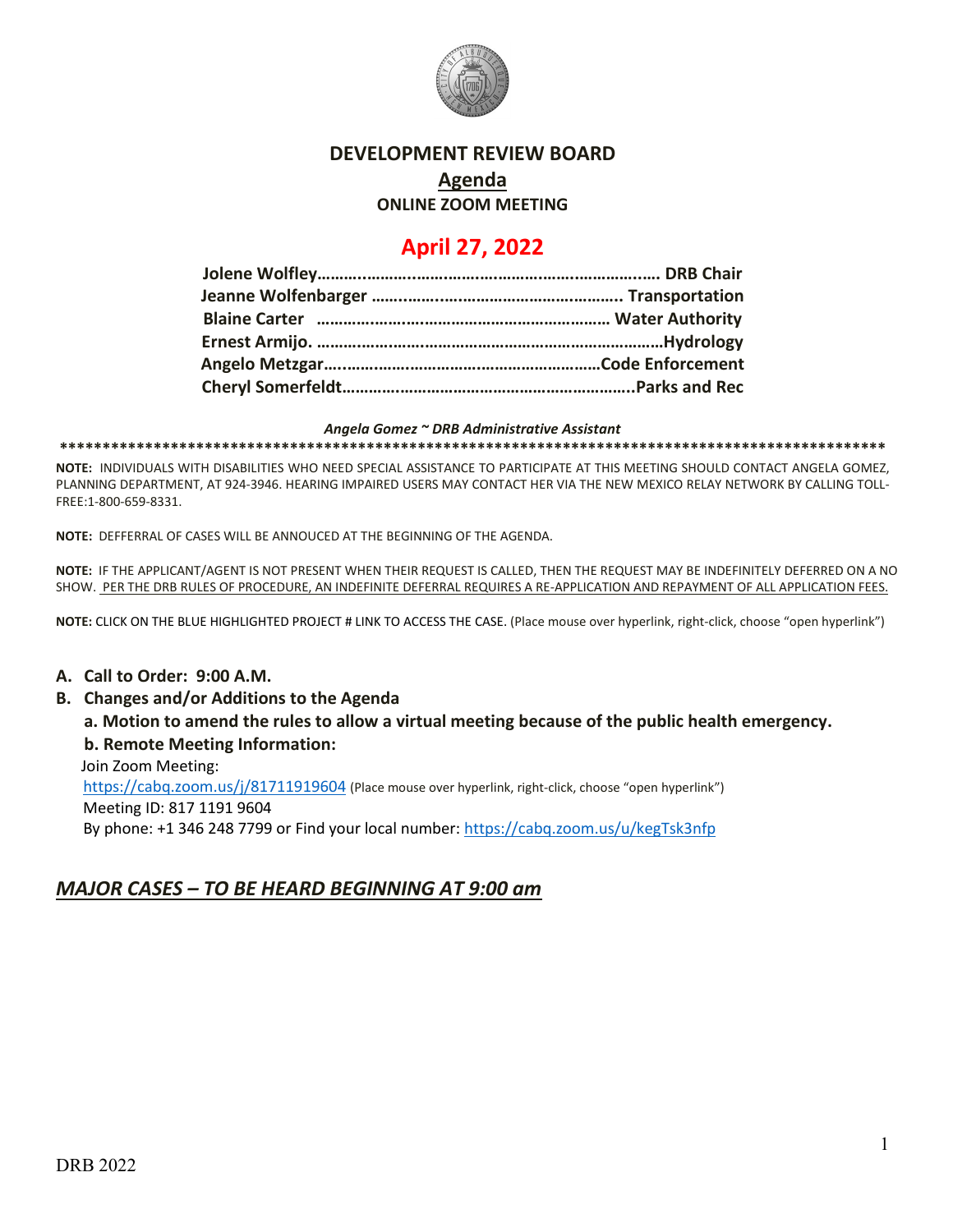# DEVELOPMENT REVIEW BOARD

## Agenda

**ONLINE ZOOM MEETING**

# April 27, 2022

**Jolene Wolfley……………………………………………………………. DRB Chair**
**Jeanne Wolfenbarger ……………………………………………….. Transportation**
**Blaine Carter ………………………………………………………… Water Authority**
**Ernest Armijo. ……………………………………………………………………Hydrology**
**Angelo Metzgar…………………………………………………………Code Enforcement**
**Cheryl Somerfeldt………………………………………………………..Parks and Rec**

***Angela Gomez ~ DRB Administrative Assistant***

****************************************************************************************************

**NOTE:** INDIVIDUALS WITH DISABILITIES WHO NEED SPECIAL ASSISTANCE TO PARTICIPATE AT THIS MEETING SHOULD CONTACT ANGELA GOMEZ, PLANNING DEPARTMENT, AT 924-3946. HEARING IMPAIRED USERS MAY CONTACT HER VIA THE NEW MEXICO RELAY NETWORK BY CALLING TOLL-FREE:1-800-659-8331.

**NOTE:** DEFFERRAL OF CASES WILL BE ANNOUCED AT THE BEGINNING OF THE AGENDA.

**NOTE:** IF THE APPLICANT/AGENT IS NOT PRESENT WHEN THEIR REQUEST IS CALLED, THEN THE REQUEST MAY BE INDEFINITELY DEFERRED ON A NO SHOW. PER THE DRB RULES OF PROCEDURE, AN INDEFINITE DEFERRAL REQUIRES A RE-APPLICATION AND REPAYMENT OF ALL APPLICATION FEES.

**NOTE:** CLICK ON THE BLUE HIGHLIGHTED PROJECT # LINK TO ACCESS THE CASE. (Place mouse over hyperlink, right-click, choose "open hyperlink")

**A. Call to Order: 9:00 A.M.**

**B. Changes and/or Additions to the Agenda**

**a. Motion to amend the rules to allow a virtual meeting because of the public health emergency.**

**b. Remote Meeting Information:**

Join Zoom Meeting:
https://cabq.zoom.us/j/81711919604 (Place mouse over hyperlink, right-click, choose "open hyperlink")
Meeting ID: 817 1191 9604
By phone: +1 346 248 7799 or Find your local number: https://cabq.zoom.us/u/kegTsk3nfp

## *MAJOR CASES – TO BE HEARD BEGINNING AT 9:00 am*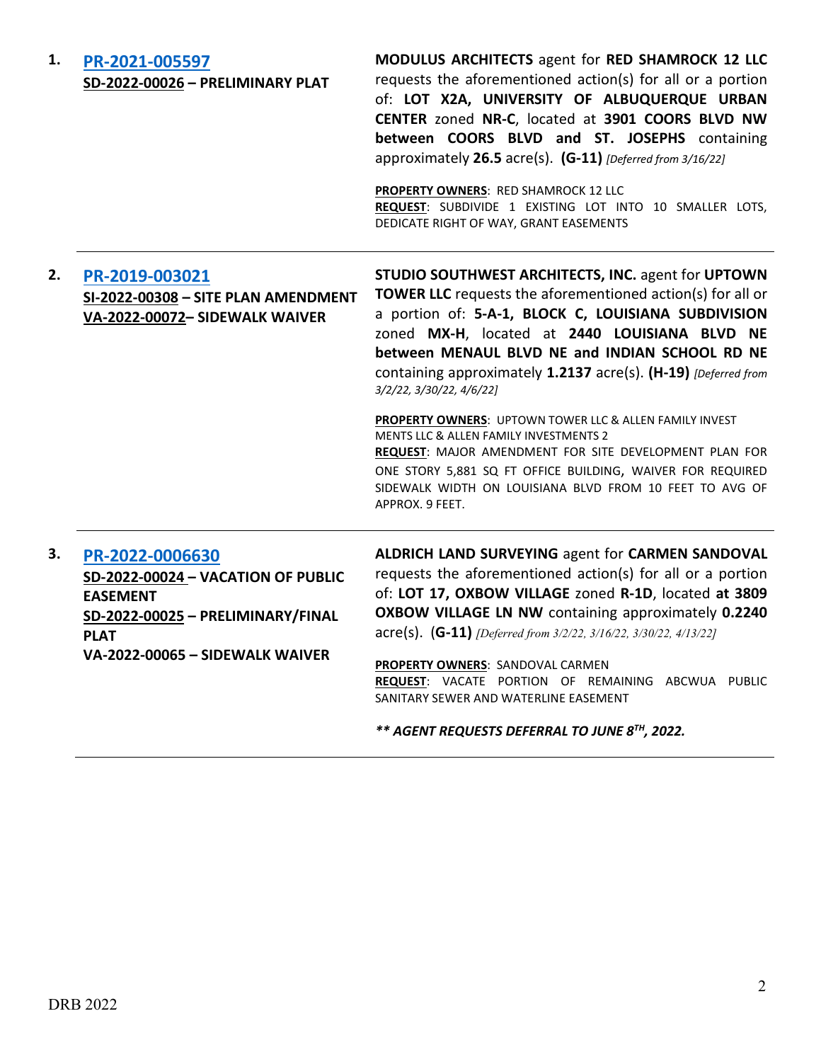1. **PR-2021-005597**
   **SD-2022-00026 – PRELIMINARY PLAT**

   **MODULUS ARCHITECTS** agent for **RED SHAMROCK 12 LLC** requests the aforementioned action(s) for all or a portion of: **LOT X2A, UNIVERSITY OF ALBUQUERQUE URBAN CENTER** zoned **NR-C**, located at **3901 COORS BLVD NW between COORS BLVD and ST. JOSEPHS** containing approximately **26.5** acre(s). **(G-11)** *[Deferred from 3/16/22]*

   **PROPERTY OWNERS**: RED SHAMROCK 12 LLC
   **REQUEST**: SUBDIVIDE 1 EXISTING LOT INTO 10 SMALLER LOTS, DEDICATE RIGHT OF WAY, GRANT EASEMENTS

---

2. **PR-2019-003021**
   **SI-2022-00308 – SITE PLAN AMENDMENT**
   **VA-2022-00072– SIDEWALK WAIVER**

   **STUDIO SOUTHWEST ARCHITECTS, INC.** agent for **UPTOWN TOWER LLC** requests the aforementioned action(s) for all or a portion of: **5-A-1, BLOCK C, LOUISIANA SUBDIVISION** zoned **MX-H**, located at **2440 LOUISIANA BLVD NE between MENAUL BLVD NE and INDIAN SCHOOL RD NE** containing approximately **1.2137** acre(s). **(H-19)** *[Deferred from 3/2/22, 3/30/22, 4/6/22]*

   **PROPERTY OWNERS**: UPTOWN TOWER LLC & ALLEN FAMILY INVEST MENTS LLC & ALLEN FAMILY INVESTMENTS 2
   **REQUEST**: MAJOR AMENDMENT FOR SITE DEVELOPMENT PLAN FOR ONE STORY 5,881 SQ FT OFFICE BUILDING, WAIVER FOR REQUIRED SIDEWALK WIDTH ON LOUISIANA BLVD FROM 10 FEET TO AVG OF APPROX. 9 FEET.

---

3. **PR-2022-0006630**
   **SD-2022-00024 – VACATION OF PUBLIC EASEMENT**
   **SD-2022-00025 – PRELIMINARY/FINAL PLAT**
   **VA-2022-00065 – SIDEWALK WAIVER**

   **ALDRICH LAND SURVEYING** agent for **CARMEN SANDOVAL** requests the aforementioned action(s) for all or a portion of: **LOT 17, OXBOW VILLAGE** zoned **R-1D**, located **at 3809 OXBOW VILLAGE LN NW** containing approximately **0.2240** acre(s). (**G-11)** *[Deferred from 3/2/22, 3/16/22, 3/30/22, 4/13/22]*

   **PROPERTY OWNERS**: SANDOVAL CARMEN
   **REQUEST**: VACATE PORTION OF REMAINING ABCWUA PUBLIC SANITARY SEWER AND WATERLINE EASEMENT

   ***\*\* AGENT REQUESTS DEFERRAL TO JUNE 8TH, 2022.***

---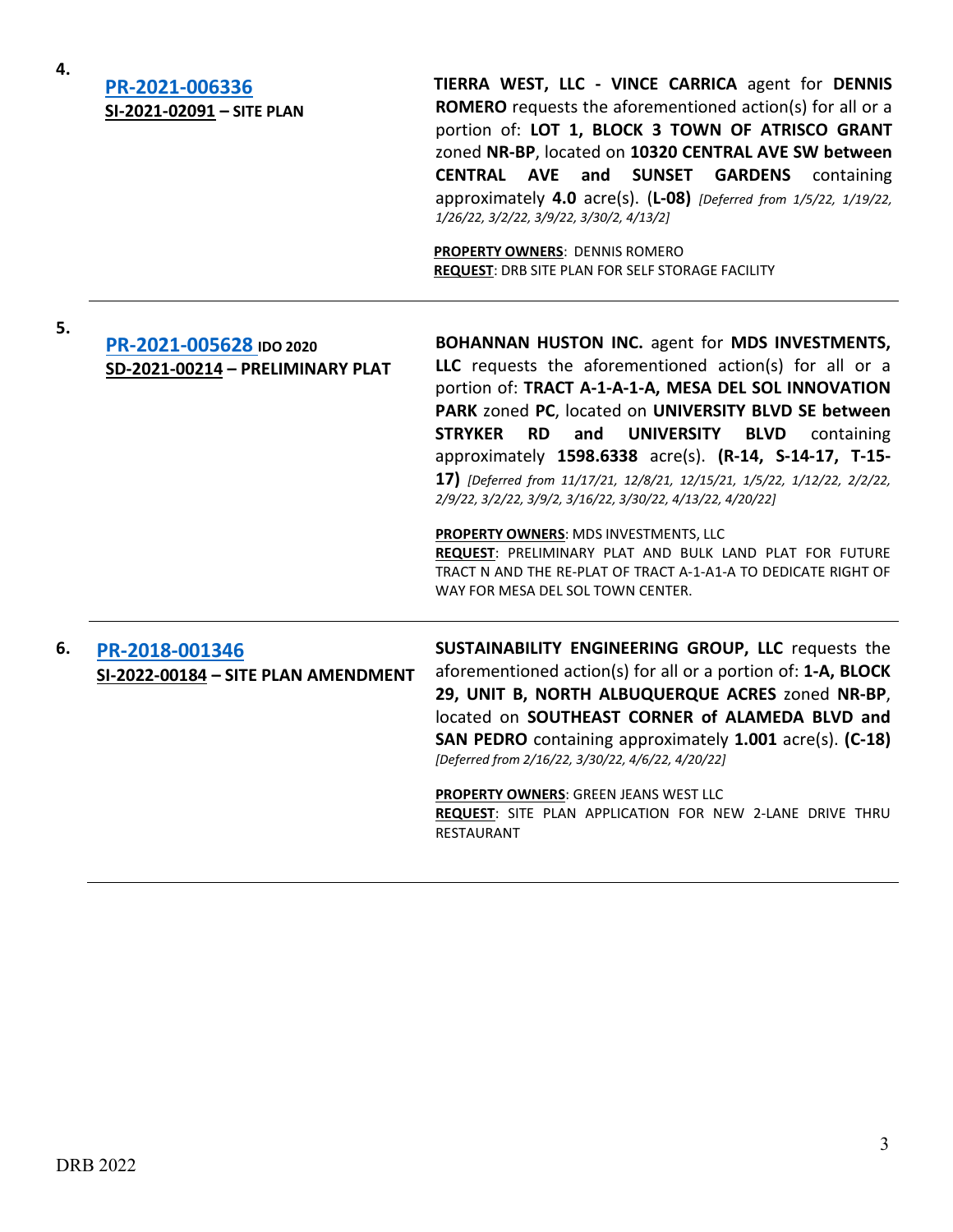4.

**PR-2021-006336**
**SI-2021-02091 – SITE PLAN**

**TIERRA WEST, LLC - VINCE CARRICA** agent for **DENNIS ROMERO** requests the aforementioned action(s) for all or a portion of: **LOT 1, BLOCK 3 TOWN OF ATRISCO GRANT** zoned **NR-BP**, located on **10320 CENTRAL AVE SW between CENTRAL AVE and SUNSET GARDENS** containing approximately **4.0** acre(s). (**L-08)** *[Deferred from 1/5/22, 1/19/22, 1/26/22, 3/2/22, 3/9/22, 3/30/2, 4/13/2]*

**PROPERTY OWNERS**: DENNIS ROMERO
**REQUEST**: DRB SITE PLAN FOR SELF STORAGE FACILITY

---

5.

**PR-2021-005628** **IDO 2020**
**SD-2021-00214 – PRELIMINARY PLAT**

**BOHANNAN HUSTON INC.** agent for **MDS INVESTMENTS, LLC** requests the aforementioned action(s) for all or a portion of: **TRACT A-1-A-1-A, MESA DEL SOL INNOVATION PARK** zoned **PC**, located on **UNIVERSITY BLVD SE between STRYKER RD and UNIVERSITY BLVD** containing approximately **1598.6338** acre(s). **(R-14, S-14-17, T-15-17)** *[Deferred from 11/17/21, 12/8/21, 12/15/21, 1/5/22, 1/12/22, 2/2/22, 2/9/22, 3/2/22, 3/9/22, 3/16/22, 3/30/22, 4/13/22, 4/20/22]*

**PROPERTY OWNERS**: MDS INVESTMENTS, LLC
**REQUEST**: PRELIMINARY PLAT AND BULK LAND PLAT FOR FUTURE TRACT N AND THE RE-PLAT OF TRACT A-1-A1-A TO DEDICATE RIGHT OF WAY FOR MESA DEL SOL TOWN CENTER.

---

6.

**PR-2018-001346**
**SI-2022-00184 – SITE PLAN AMENDMENT**

**SUSTAINABILITY ENGINEERING GROUP, LLC** requests the aforementioned action(s) for all or a portion of: **1-A, BLOCK 29, UNIT B, NORTH ALBUQUERQUE ACRES** zoned **NR-BP**, located on **SOUTHEAST CORNER of ALAMEDA BLVD and SAN PEDRO** containing approximately **1.001** acre(s). **(C-18)** *[Deferred from 2/16/22, 3/30/22, 4/6/22, 4/20/22]*

**PROPERTY OWNERS**: GREEN JEANS WEST LLC
**REQUEST**: SITE PLAN APPLICATION FOR NEW 2-LANE DRIVE THRU RESTAURANT

---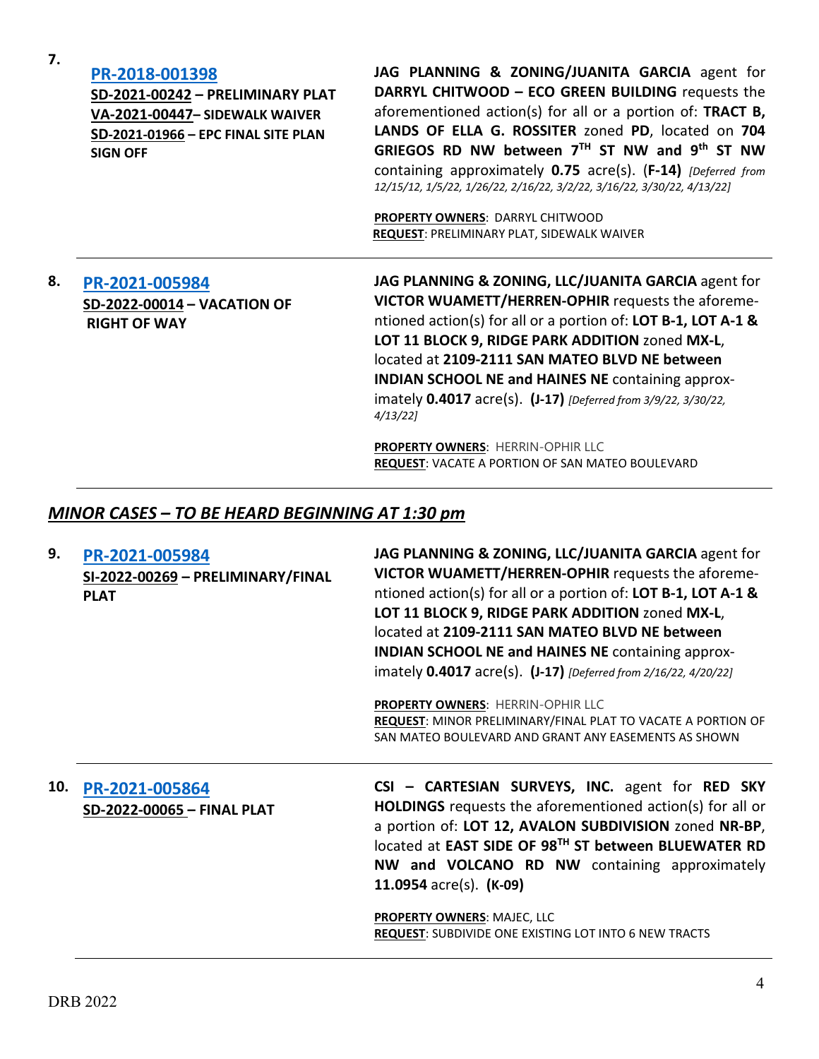**7.** **PR-2018-001398**
**SD-2021-00242 – PRELIMINARY PLAT**
**VA-2021-00447– SIDEWALK WAIVER**
**SD-2021-01966 – EPC FINAL SITE PLAN SIGN OFF**

**JAG PLANNING & ZONING/JUANITA GARCIA** agent for **DARRYL CHITWOOD – ECO GREEN BUILDING** requests the aforementioned action(s) for all or a portion of: **TRACT B, LANDS OF ELLA G. ROSSITER** zoned **PD**, located on **704 GRIEGOS RD NW between 7TH ST NW and 9th ST NW** containing approximately **0.75** acre(s). (**F-14)** *[Deferred from 12/15/12, 1/5/22, 1/26/22, 2/16/22, 3/2/22, 3/16/22, 3/30/22, 4/13/22]*

**PROPERTY OWNERS**: DARRYL CHITWOOD
**REQUEST**: PRELIMINARY PLAT, SIDEWALK WAIVER

---

**8.** **PR-2021-005984**
**SD-2022-00014 – VACATION OF RIGHT OF WAY**

**JAG PLANNING & ZONING, LLC/JUANITA GARCIA** agent for **VICTOR WUAMETT/HERREN-OPHIR** requests the aforementioned action(s) for all or a portion of: **LOT B-1, LOT A-1 & LOT 11 BLOCK 9, RIDGE PARK ADDITION** zoned **MX-L**, located at **2109-2111 SAN MATEO BLVD NE between INDIAN SCHOOL NE and HAINES NE** containing approximately **0.4017** acre(s). **(J-17)** *[Deferred from 3/9/22, 3/30/22, 4/13/22]*

**PROPERTY OWNERS**: HERRIN-OPHIR LLC
**REQUEST**: VACATE A PORTION OF SAN MATEO BOULEVARD

---

## *MINOR CASES – TO BE HEARD BEGINNING AT 1:30 pm*

**9.** **PR-2021-005984**
**SI-2022-00269 – PRELIMINARY/FINAL PLAT**

**JAG PLANNING & ZONING, LLC/JUANITA GARCIA** agent for **VICTOR WUAMETT/HERREN-OPHIR** requests the aforementioned action(s) for all or a portion of: **LOT B-1, LOT A-1 & LOT 11 BLOCK 9, RIDGE PARK ADDITION** zoned **MX-L**, located at **2109-2111 SAN MATEO BLVD NE between INDIAN SCHOOL NE and HAINES NE** containing approximately **0.4017** acre(s). **(J-17)** *[Deferred from 2/16/22, 4/20/22]*

**PROPERTY OWNERS**: HERRIN-OPHIR LLC
**REQUEST**: MINOR PRELIMINARY/FINAL PLAT TO VACATE A PORTION OF SAN MATEO BOULEVARD AND GRANT ANY EASEMENTS AS SHOWN

---

**10.** **PR-2021-005864**
**SD-2022-00065 – FINAL PLAT**

**CSI – CARTESIAN SURVEYS, INC.** agent for **RED SKY HOLDINGS** requests the aforementioned action(s) for all or a portion of: **LOT 12, AVALON SUBDIVISION** zoned **NR-BP**, located at **EAST SIDE OF 98TH ST between BLUEWATER RD NW and VOLCANO RD NW** containing approximately **11.0954** acre(s). **(K-09)**

**PROPERTY OWNERS**: MAJEC, LLC
**REQUEST**: SUBDIVIDE ONE EXISTING LOT INTO 6 NEW TRACTS

---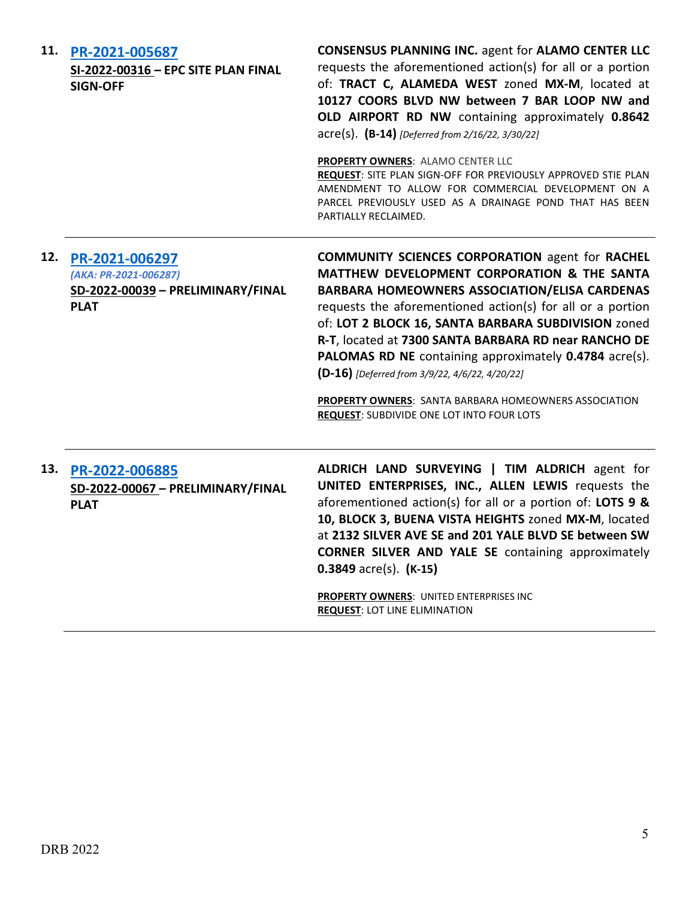**11. [PR-2021-005687](#)**

**SI-2022-00316 – EPC SITE PLAN FINAL SIGN-OFF**

**CONSENSUS PLANNING INC.** agent for **ALAMO CENTER LLC** requests the aforementioned action(s) for all or a portion of: **TRACT C, ALAMEDA WEST** zoned **MX-M**, located at **10127 COORS BLVD NW between 7 BAR LOOP NW and OLD AIRPORT RD NW** containing approximately **0.8642** acre(s). **(B-14)** *[Deferred from 2/16/22, 3/30/22]*

**PROPERTY OWNERS**: ALAMO CENTER LLC
**REQUEST**: SITE PLAN SIGN-OFF FOR PREVIOUSLY APPROVED STIE PLAN AMENDMENT TO ALLOW FOR COMMERCIAL DEVELOPMENT ON A PARCEL PREVIOUSLY USED AS A DRAINAGE POND THAT HAS BEEN PARTIALLY RECLAIMED.

---

**12. [PR-2021-006297](#)**

*(AKA: PR-2021-006287)*

**SD-2022-00039 – PRELIMINARY/FINAL PLAT**

**COMMUNITY SCIENCES CORPORATION** agent for **RACHEL MATTHEW DEVELOPMENT CORPORATION & THE SANTA BARBARA HOMEOWNERS ASSOCIATION/ELISA CARDENAS** requests the aforementioned action(s) for all or a portion of: **LOT 2 BLOCK 16, SANTA BARBARA SUBDIVISION** zoned **R-T**, located at **7300 SANTA BARBARA RD near RANCHO DE PALOMAS RD NE** containing approximately **0.4784** acre(s). **(D-16)** *[Deferred from 3/9/22, 4/6/22, 4/20/22]*

**PROPERTY OWNERS**: SANTA BARBARA HOMEOWNERS ASSOCIATION
**REQUEST**: SUBDIVIDE ONE LOT INTO FOUR LOTS

---

**13. [PR-2022-006885](#)**

**SD-2022-00067 – PRELIMINARY/FINAL PLAT**

**ALDRICH LAND SURVEYING | TIM ALDRICH** agent for **UNITED ENTERPRISES, INC., ALLEN LEWIS** requests the aforementioned action(s) for all or a portion of: **LOTS 9 & 10, BLOCK 3, BUENA VISTA HEIGHTS** zoned **MX-M**, located at **2132 SILVER AVE SE and 201 YALE BLVD SE between SW CORNER SILVER AND YALE SE** containing approximately **0.3849** acre(s). **(K-15)**

**PROPERTY OWNERS**: UNITED ENTERPRISES INC
**REQUEST**: LOT LINE ELIMINATION

---

DRB 2022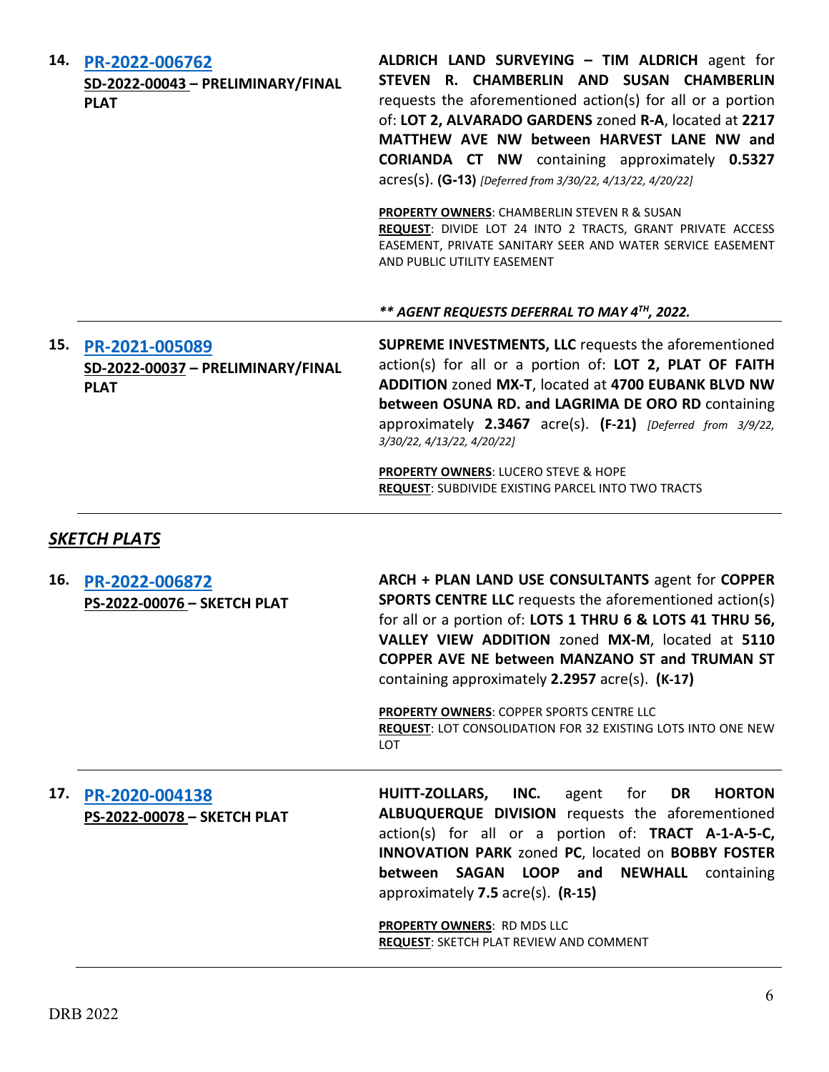**14. [PR-2022-006762](#)**
**SD-2022-00043 – PRELIMINARY/FINAL PLAT**

**ALDRICH LAND SURVEYING – TIM ALDRICH** agent for **STEVEN R. CHAMBERLIN AND SUSAN CHAMBERLIN** requests the aforementioned action(s) for all or a portion of: **LOT 2, ALVARADO GARDENS** zoned **R-A**, located at **2217 MATTHEW AVE NW between HARVEST LANE NW and CORIANDA CT NW** containing approximately **0.5327** acres(s). **(G-13)** *[Deferred from 3/30/22, 4/13/22, 4/20/22]*

**PROPERTY OWNERS**: CHAMBERLIN STEVEN R & SUSAN
**REQUEST**: DIVIDE LOT 24 INTO 2 TRACTS, GRANT PRIVATE ACCESS EASEMENT, PRIVATE SANITARY SEER AND WATER SERVICE EASEMENT AND PUBLIC UTILITY EASEMENT

***\*\* AGENT REQUESTS DEFERRAL TO MAY 4TH, 2022.***

---

**15. [PR-2021-005089](#)**
**SD-2022-00037 – PRELIMINARY/FINAL PLAT**

**SUPREME INVESTMENTS, LLC** requests the aforementioned action(s) for all or a portion of: **LOT 2, PLAT OF FAITH ADDITION** zoned **MX-T**, located at **4700 EUBANK BLVD NW between OSUNA RD. and LAGRIMA DE ORO RD** containing approximately **2.3467** acre(s). **(F-21)** *[Deferred from 3/9/22, 3/30/22, 4/13/22, 4/20/22]*

**PROPERTY OWNERS**: LUCERO STEVE & HOPE
**REQUEST**: SUBDIVIDE EXISTING PARCEL INTO TWO TRACTS

---

## ***SKETCH PLATS***

**16. [PR-2022-006872](#)**
**PS-2022-00076 – SKETCH PLAT**

**ARCH + PLAN LAND USE CONSULTANTS** agent for **COPPER SPORTS CENTRE LLC** requests the aforementioned action(s) for all or a portion of: **LOTS 1 THRU 6 & LOTS 41 THRU 56, VALLEY VIEW ADDITION** zoned **MX-M**, located at **5110 COPPER AVE NE between MANZANO ST and TRUMAN ST** containing approximately **2.2957** acre(s). **(K-17)**

**PROPERTY OWNERS**: COPPER SPORTS CENTRE LLC
**REQUEST**: LOT CONSOLIDATION FOR 32 EXISTING LOTS INTO ONE NEW LOT

---

**17. [PR-2020-004138](#)**
**PS-2022-00078 – SKETCH PLAT**

**HUITT-ZOLLARS, INC.** agent for **DR HORTON ALBUQUERQUE DIVISION** requests the aforementioned action(s) for all or a portion of: **TRACT A-1-A-5-C, INNOVATION PARK** zoned **PC**, located on **BOBBY FOSTER between SAGAN LOOP and NEWHALL** containing approximately **7.5** acre(s). **(R-15)**

**PROPERTY OWNERS**: RD MDS LLC
**REQUEST**: SKETCH PLAT REVIEW AND COMMENT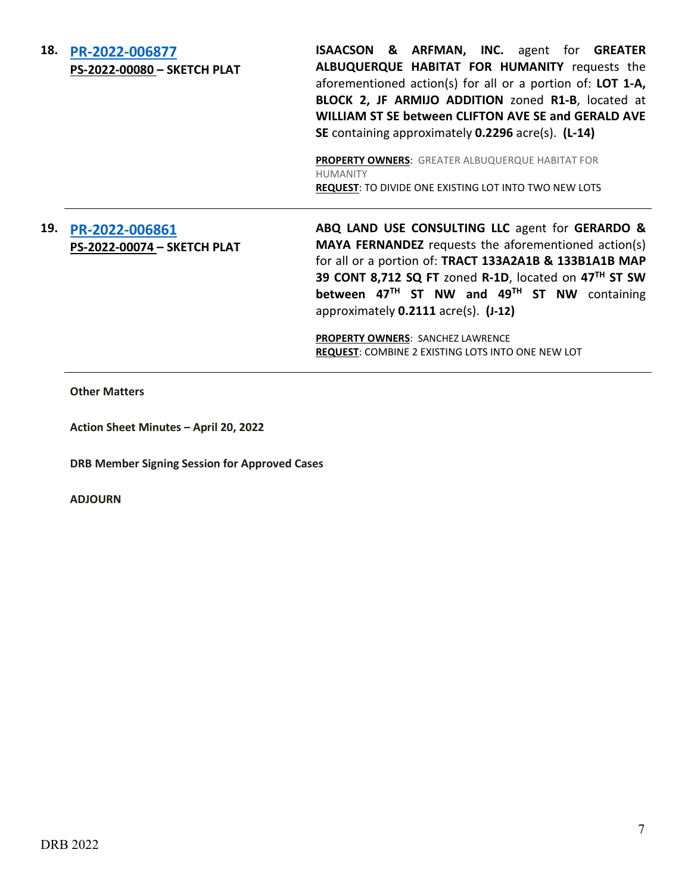**18.** **PR-2022-006877**
**PS-2022-00080 – SKETCH PLAT**

**ISAACSON & ARFMAN, INC.** agent for **GREATER ALBUQUERQUE HABITAT FOR HUMANITY** requests the aforementioned action(s) for all or a portion of: **LOT 1-A, BLOCK 2, JF ARMIJO ADDITION** zoned **R1-B**, located at **WILLIAM ST SE between CLIFTON AVE SE and GERALD AVE SE** containing approximately **0.2296** acre(s). **(L-14)**

**PROPERTY OWNERS**: GREATER ALBUQUERQUE HABITAT FOR HUMANITY
**REQUEST**: TO DIVIDE ONE EXISTING LOT INTO TWO NEW LOTS

---

**19.** **PR-2022-006861**
**PS-2022-00074 – SKETCH PLAT**

**ABQ LAND USE CONSULTING LLC** agent for **GERARDO & MAYA FERNANDEZ** requests the aforementioned action(s) for all or a portion of: **TRACT 133A2A1B & 133B1A1B MAP 39 CONT 8,712 SQ FT** zoned **R-1D**, located on **47TH ST SW between 47TH ST NW and 49TH ST NW** containing approximately **0.2111** acre(s). **(J-12)**

**PROPERTY OWNERS**: SANCHEZ LAWRENCE
**REQUEST**: COMBINE 2 EXISTING LOTS INTO ONE NEW LOT

---

**Other Matters**

**Action Sheet Minutes – April 20, 2022**

**DRB Member Signing Session for Approved Cases**

**ADJOURN**